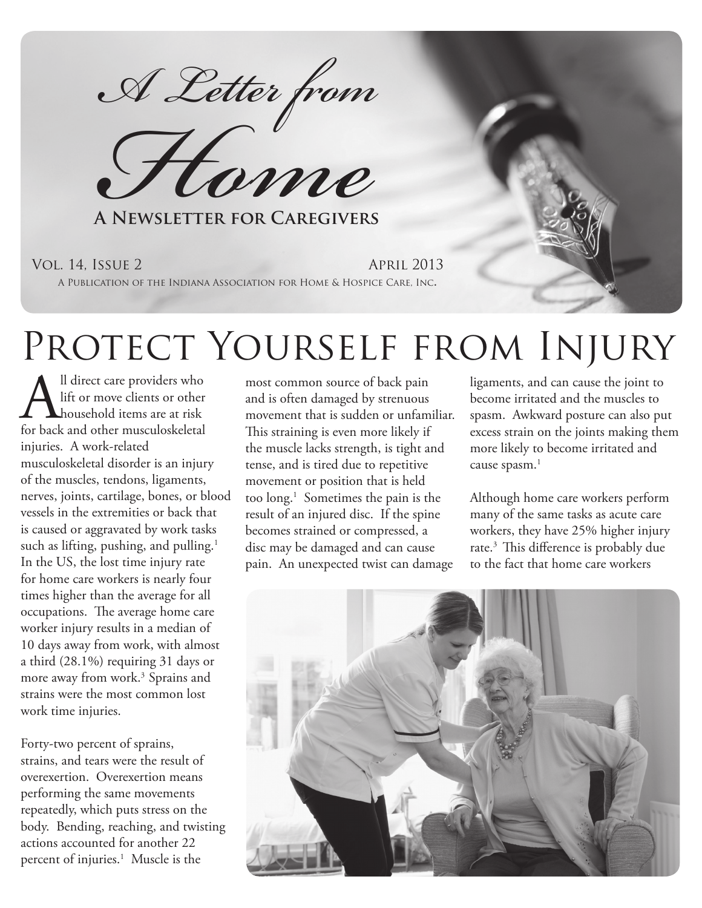# A Letter from Home

**A Newsletter for Caregivers**

Vol. 14, Issue 2 April 2013

A Publication of the Indiana Association for Home & Hospice Care, Inc.

## Protect Yourself from Injury

All direct care providers who lift or move clients or other household items are at risk for back and other musculoskeletal injuries. A work-related musculoskeletal disorder is an injury of the muscles, tendons, ligaments, nerves, joints, cartilage, bones, or blood vessels in the extremities or back that is caused or aggravated by work tasks such as lifting, pushing, and pulling.[1] In the US, the lost time injury rate for home care workers is nearly four times higher than the average for all occupations. The average home care worker injury results in a median of 10 days away from work, with almost a third (28.1%) requiring 31 days or more away from work.[3] Sprains and strains were the most common lost work time injuries.

Forty-two percent of sprains, strains, and tears were the result of overexertion. Overexertion means performing the same movements repeatedly, which puts stress on the body. Bending, reaching, and twisting actions accounted for another 22 percent of injuries.[1] Muscle is the most common source of back pain and is often damaged by strenuous movement that is sudden or unfamiliar. This straining is even more likely if the muscle lacks strength, is tight and tense, and is tired due to repetitive movement or position that is held too long.[1] Sometimes the pain is the result of an injured disc. If the spine becomes strained or compressed, a disc may be damaged and can cause pain. An unexpected twist can damage ligaments, and can cause the joint to become irritated and the muscles to spasm. Awkward posture can also put excess strain on the joints making them more likely to become irritated and cause spasm.[1]

Although home care workers perform many of the same tasks as acute care workers, they have 25% higher injury rate.[3] This difference is probably due to the fact that home care workers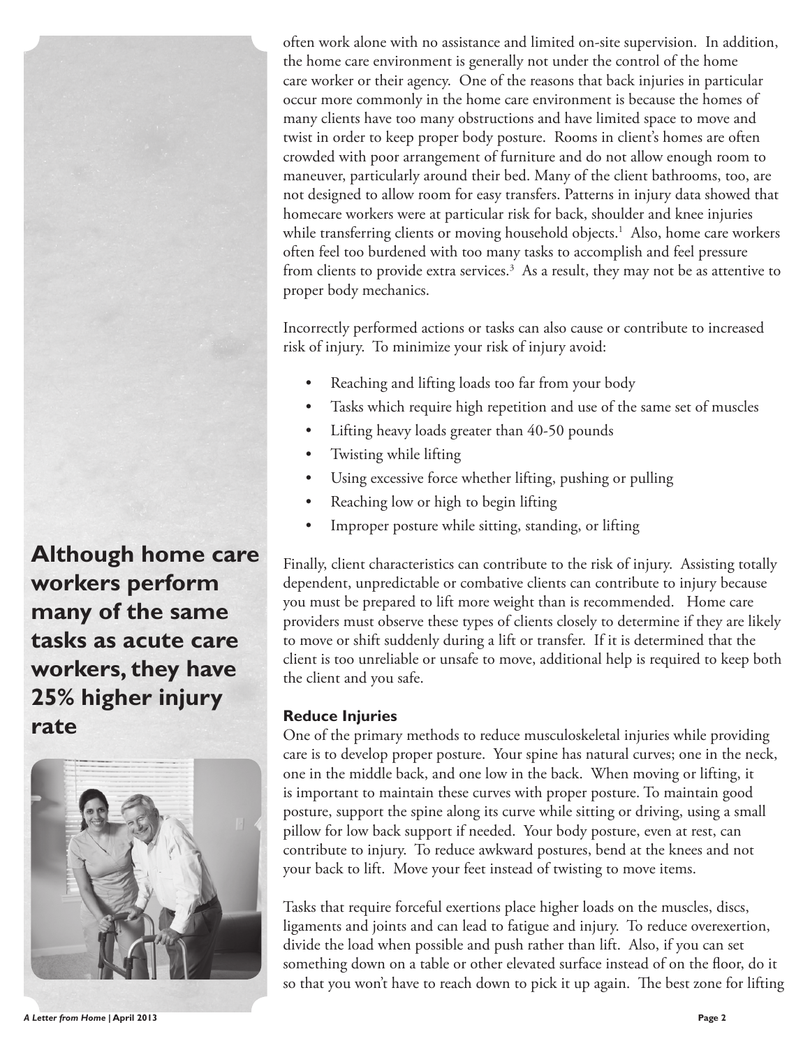often work alone with no assistance and limited on-site supervision. In addition, the home care environment is generally not under the control of the home care worker or their agency. One of the reasons that back injuries in particular occur more commonly in the home care environment is because the homes of many clients have too many obstructions and have limited space to move and twist in order to keep proper body posture. Rooms in client's homes are often crowded with poor arrangement of furniture and do not allow enough room to maneuver, particularly around their bed. Many of the client bathrooms, too, are not designed to allow room for easy transfers. Patterns in injury data showed that homecare workers were at particular risk for back, shoulder and knee injuries while transferring clients or moving household objects.[1] Also, home care workers often feel too burdened with too many tasks to accomplish and feel pressure from clients to provide extra services.[3] As a result, they may not be as attentive to proper body mechanics.

Incorrectly performed actions or tasks can also cause or contribute to increased risk of injury. To minimize your risk of injury avoid:

- Reaching and lifting loads too far from your body
- Tasks which require high repetition and use of the same set of muscles
- Lifting heavy loads greater than 40-50 pounds
- Twisting while lifting
- Using excessive force whether lifting, pushing or pulling
- Reaching low or high to begin lifting
- Improper posture while sitting, standing, or lifting

Finally, client characteristics can contribute to the risk of injury. Assisting totally dependent, unpredictable or combative clients can contribute to injury because you must be prepared to lift more weight than is recommended. Home care providers must observe these types of clients closely to determine if they are likely to move or shift suddenly during a lift or transfer. If it is determined that the client is too unreliable or unsafe to move, additional help is required to keep both the client and you safe.

**Although home care workers perform many of the same tasks as acute care workers, they have 25% higher injury rate**

### Reduce Injuries

One of the primary methods to reduce musculoskeletal injuries while providing care is to develop proper posture. Your spine has natural curves; one in the neck, one in the middle back, and one low in the back. When moving or lifting, it is important to maintain these curves with proper posture. To maintain good posture, support the spine along its curve while sitting or driving, using a small pillow for low back support if needed. Your body posture, even at rest, can contribute to injury. To reduce awkward postures, bend at the knees and not your back to lift. Move your feet instead of twisting to move items.

Tasks that require forceful exertions place higher loads on the muscles, discs, ligaments and joints and can lead to fatigue and injury. To reduce overexertion, divide the load when possible and push rather than lift. Also, if you can set something down on a table or other elevated surface instead of on the floor, do it so that you won't have to reach down to pick it up again. The best zone for lifting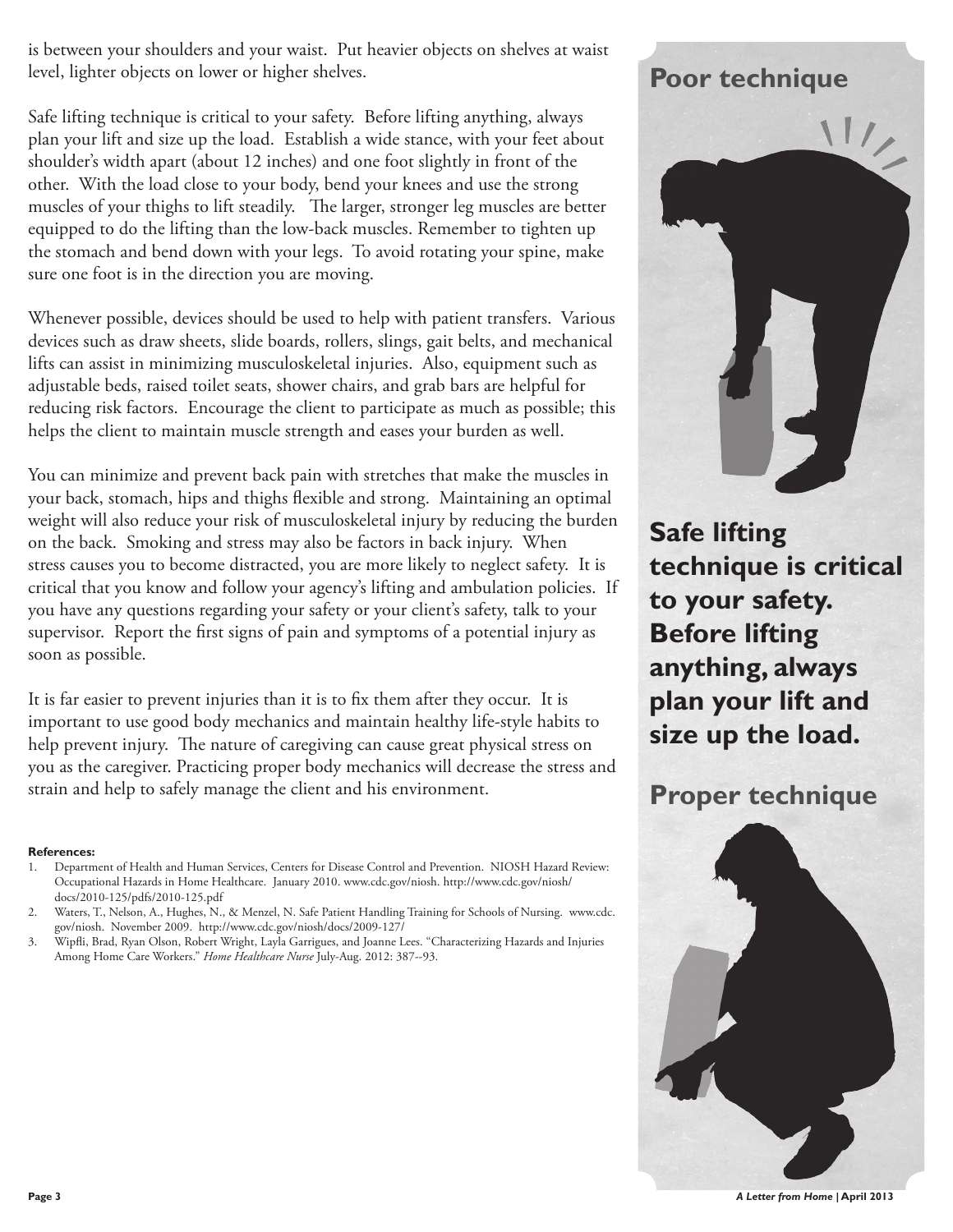is between your shoulders and your waist. Put heavier objects on shelves at waist level, lighter objects on lower or higher shelves.

Safe lifting technique is critical to your safety. Before lifting anything, always plan your lift and size up the load. Establish a wide stance, with your feet about shoulder's width apart (about 12 inches) and one foot slightly in front of the other. With the load close to your body, bend your knees and use the strong muscles of your thighs to lift steadily. The larger, stronger leg muscles are better equipped to do the lifting than the low-back muscles. Remember to tighten up the stomach and bend down with your legs. To avoid rotating your spine, make sure one foot is in the direction you are moving.

Whenever possible, devices should be used to help with patient transfers. Various devices such as draw sheets, slide boards, rollers, slings, gait belts, and mechanical lifts can assist in minimizing musculoskeletal injuries. Also, equipment such as adjustable beds, raised toilet seats, shower chairs, and grab bars are helpful for reducing risk factors. Encourage the client to participate as much as possible; this helps the client to maintain muscle strength and eases your burden as well.

You can minimize and prevent back pain with stretches that make the muscles in your back, stomach, hips and thighs flexible and strong. Maintaining an optimal weight will also reduce your risk of musculoskeletal injury by reducing the burden on the back. Smoking and stress may also be factors in back injury. When stress causes you to become distracted, you are more likely to neglect safety. It is critical that you know and follow your agency's lifting and ambulation policies. If you have any questions regarding your safety or your client's safety, talk to your supervisor. Report the first signs of pain and symptoms of a potential injury as soon as possible.

It is far easier to prevent injuries than it is to fix them after they occur. It is important to use good body mechanics and maintain healthy life-style habits to help prevent injury. The nature of caregiving can cause great physical stress on you as the caregiver. Practicing proper body mechanics will decrease the stress and strain and help to safely manage the client and his environment.

**References:**

1. Department of Health and Human Services, Centers for Disease Control and Prevention. NIOSH Hazard Review: Occupational Hazards in Home Healthcare. January 2010. www.cdc.gov/niosh. http://www.cdc.gov/niosh/docs/2010-125/pdfs/2010-125.pdf
2. Waters, T., Nelson, A., Hughes, N., & Menzel, N. Safe Patient Handling Training for Schools of Nursing. www.cdc.gov/niosh. November 2009. http://www.cdc.gov/niosh/docs/2009-127/
3. Wipfli, Brad, Ryan Olson, Robert Wright, Layla Garrigues, and Joanne Lees. "Characterizing Hazards and Injuries Among Home Care Workers." *Home Healthcare Nurse* July-Aug. 2012: 387--93.

## Poor technique

**Safe lifting technique is critical to your safety. Before lifting anything, always plan your lift and size up the load.**

## Proper technique